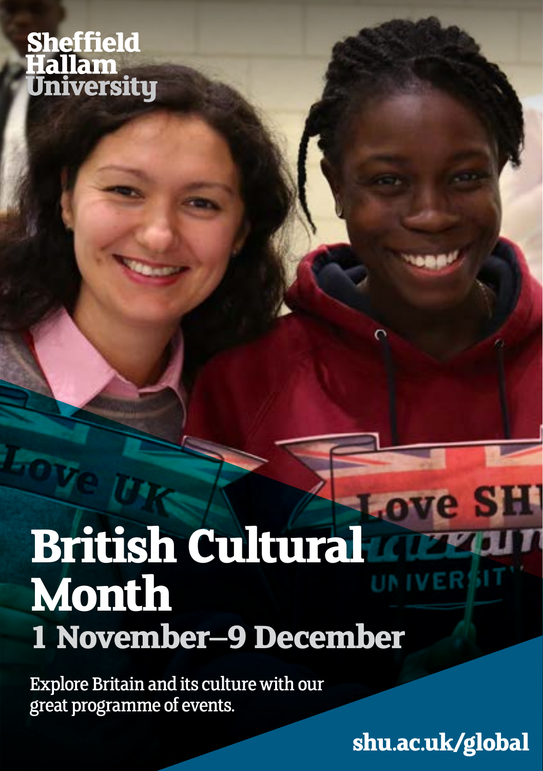Sheffield Hallam University

# British Cultural Month

## 1 November–9 December

Explore Britain and its culture with our great programme of events.

shu.ac.uk/global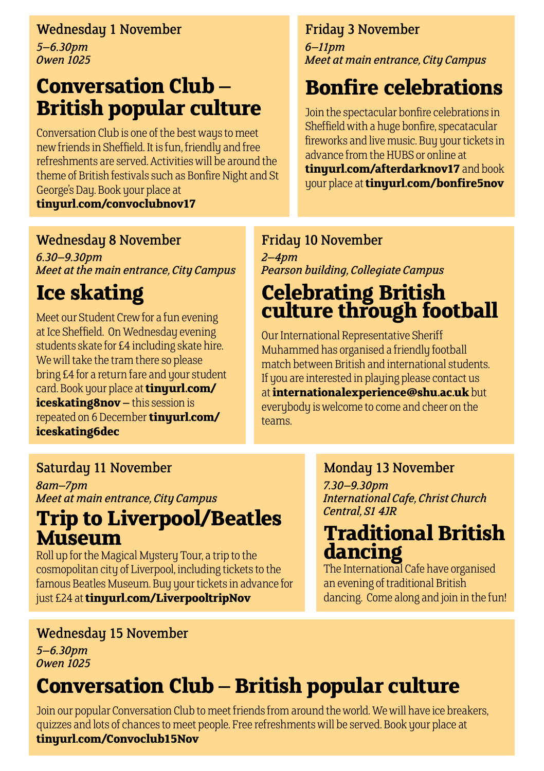Wednesday 1 November

*5–6.30pm*
*Owen 1025*

## Conversation Club – British popular culture

Conversation Club is one of the best ways to meet new friends in Sheffield. It is fun, friendly and free refreshments are served. Activities will be around the theme of British festivals such as Bonfire Night and St George's Day. Book your place at **tinyurl.com/convoclubnov17**

Friday 3 November

*6–11pm*
*Meet at main entrance, City Campus*

## Bonfire celebrations

Join the spectacular bonfire celebrations in Sheffield with a huge bonfire, specatacular fireworks and live music. Buy your tickets in advance from the HUBS or online at **tinyurl.com/afterdarknov17** and book your place at **tinyurl.com/bonfire5nov**

Wednesday 8 November

*6.30–9.30pm*
*Meet at the main entrance, City Campus*

## Ice skating

Meet our Student Crew for a fun evening at Ice Sheffield. On Wednesday evening students skate for £4 including skate hire. We will take the tram there so please bring £4 for a return fare and your student card. Book your place at **tinyurl.com/iceskating8nov** – this session is repeated on 6 December **tinyurl.com/iceskating6dec**

Friday 10 November

*2–4pm*
*Pearson building, Collegiate Campus*

## Celebrating British culture through football

Our International Representative Sheriff Muhammed has organised a friendly football match between British and international students. If you are interested in playing please contact us at **internationalexperience@shu.ac.uk** but everybody is welcome to come and cheer on the teams.

Saturday 11 November

*8am–7pm*
*Meet at main entrance, City Campus*

## Trip to Liverpool/Beatles Museum

Roll up for the Magical Mystery Tour, a trip to the cosmopolitan city of Liverpool, including tickets to the famous Beatles Museum. Buy your tickets in advance for just £24 at **tinyurl.com/LiverpooltripNov**

Monday 13 November

*7.30–9.30pm*
*International Cafe, Christ Church Central, S1 4JR*

## Traditional British dancing

The International Cafe have organised an evening of traditional British dancing. Come along and join in the fun!

Wednesday 15 November

*5–6.30pm*
*Owen 1025*

## Conversation Club – British popular culture

Join our popular Conversation Club to meet friends from around the world. We will have ice breakers, quizzes and lots of chances to meet people. Free refreshments will be served. Book your place at **tinyurl.com/Convoclub15Nov**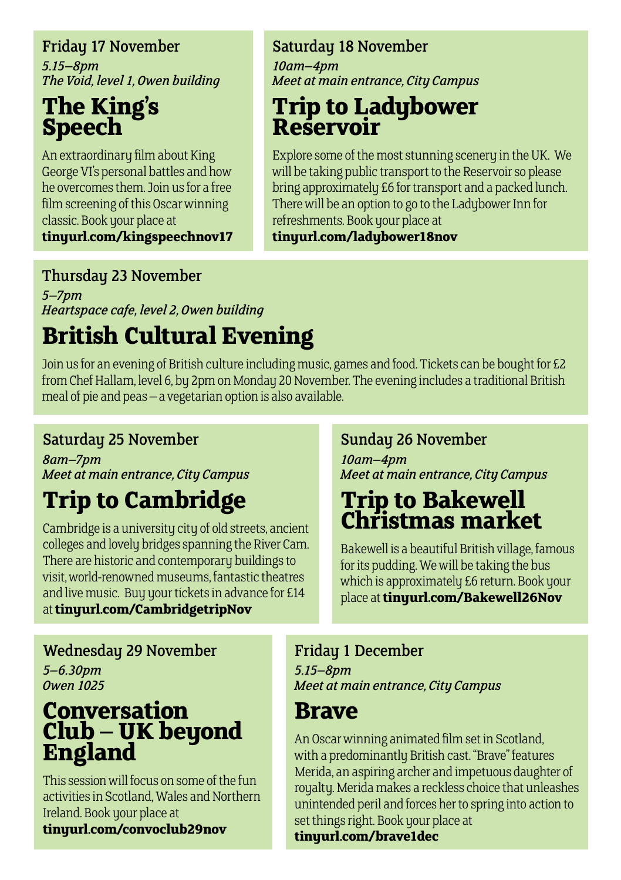Friday 17 November

*5.15–8pm*
*The Void, level 1, Owen building*

## The King's Speech

An extraordinary film about King George VI's personal battles and how he overcomes them. Join us for a free film screening of this Oscar winning classic. Book your place at **tinyurl.com/kingspeechnov17**

Saturday 18 November

*10am–4pm*
*Meet at main entrance, City Campus*

## Trip to Ladybower Reservoir

Explore some of the most stunning scenery in the UK. We will be taking public transport to the Reservoir so please bring approximately £6 for transport and a packed lunch. There will be an option to go to the Ladybower Inn for refreshments. Book your place at **tinyurl.com/ladybower18nov**

Thursday 23 November

*5–7pm*
*Heartspace cafe, level 2, Owen building*

## British Cultural Evening

Join us for an evening of British culture including music, games and food. Tickets can be bought for £2 from Chef Hallam, level 6, by 2pm on Monday 20 November. The evening includes a traditional British meal of pie and peas – a vegetarian option is also available.

Saturday 25 November

*8am–7pm*
*Meet at main entrance, City Campus*

## Trip to Cambridge

Cambridge is a university city of old streets, ancient colleges and lovely bridges spanning the River Cam. There are historic and contemporary buildings to visit, world-renowned museums, fantastic theatres and live music. Buy your tickets in advance for £14 at **tinyurl.com/CambridgetripNov**

Sunday 26 November

*10am–4pm*
*Meet at main entrance, City Campus*

## Trip to Bakewell Christmas market

Bakewell is a beautiful British village, famous for its pudding. We will be taking the bus which is approximately £6 return. Book your place at **tinyurl.com/Bakewell26Nov**

Wednesday 29 November

*5–6.30pm*
*Owen 1025*

## Conversation Club – UK beyond England

This session will focus on some of the fun activities in Scotland, Wales and Northern Ireland. Book your place at **tinyurl.com/convoclub29nov**

Friday 1 December

*5.15–8pm*
*Meet at main entrance, City Campus*

## Brave

An Oscar winning animated film set in Scotland, with a predominantly British cast. "Brave" features Merida, an aspiring archer and impetuous daughter of royalty. Merida makes a reckless choice that unleashes unintended peril and forces her to spring into action to set things right. Book your place at **tinyurl.com/brave1dec**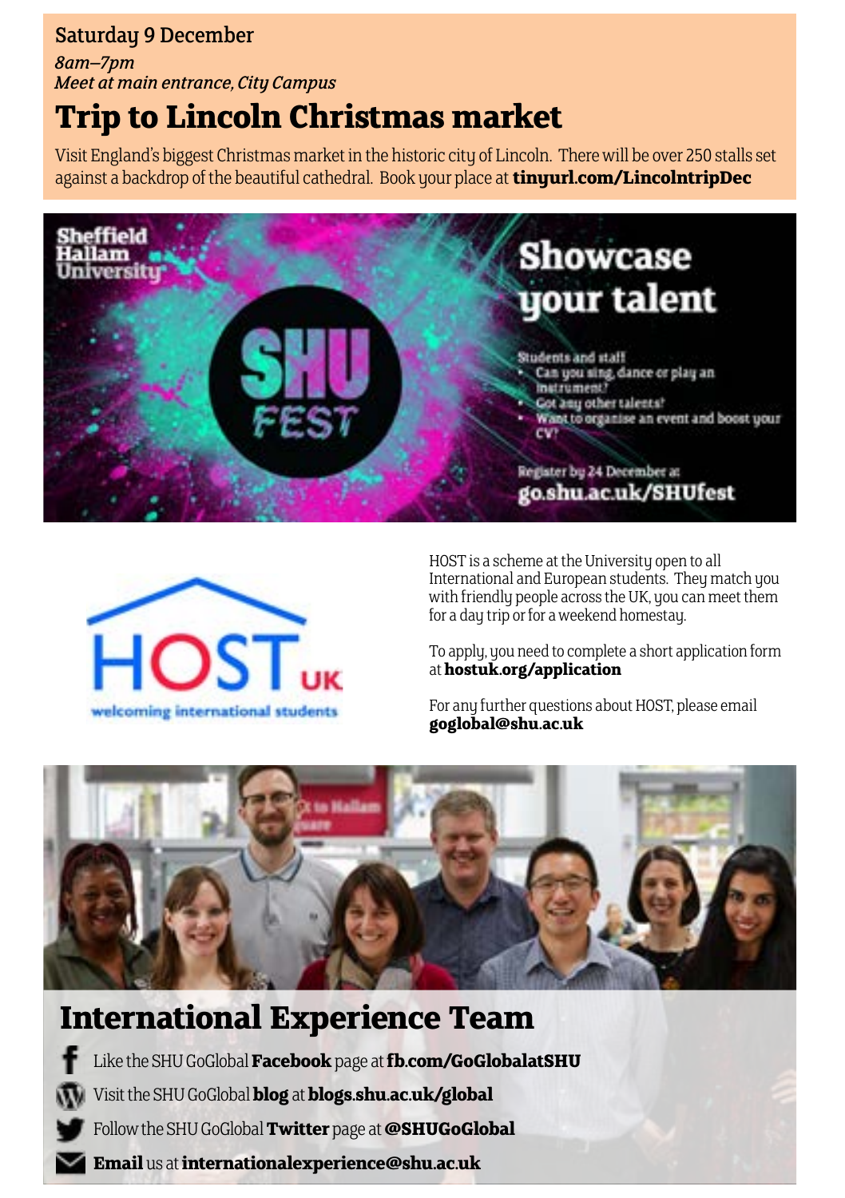Saturday 9 December

*8am–7pm*

*Meet at main entrance, City Campus*

# Trip to Lincoln Christmas market

Visit England's biggest Christmas market in the historic city of Lincoln. There will be over 250 stalls set against a backdrop of the beautiful cathedral. Book your place at **tinyurl.com/LincolntripDec**

Sheffield Hallam University

SHU FEST

## Showcase your talent

Students and staff

- Can you sing, dance or play an instrument?
- Got any other talents?
- Want to organise an event and boost your CV?

Register by 24 December at

**go.shu.ac.uk/SHUfest**

HOST UK

welcoming international students

HOST is a scheme at the University open to all International and European students. They match you with friendly people across the UK, you can meet them for a day trip or for a weekend homestay.

To apply, you need to complete a short application form at **hostuk.org/application**

For any further questions about HOST, please email **goglobal@shu.ac.uk**

## International Experience Team

- Like the SHU GoGlobal **Facebook** page at **fb.com/GoGlobalatSHU**
- Visit the SHU GoGlobal **blog** at **blogs.shu.ac.uk/global**
- Follow the SHU GoGlobal **Twitter** page at **@SHUGoGlobal**
- **Email** us at **internationalexperience@shu.ac.uk**